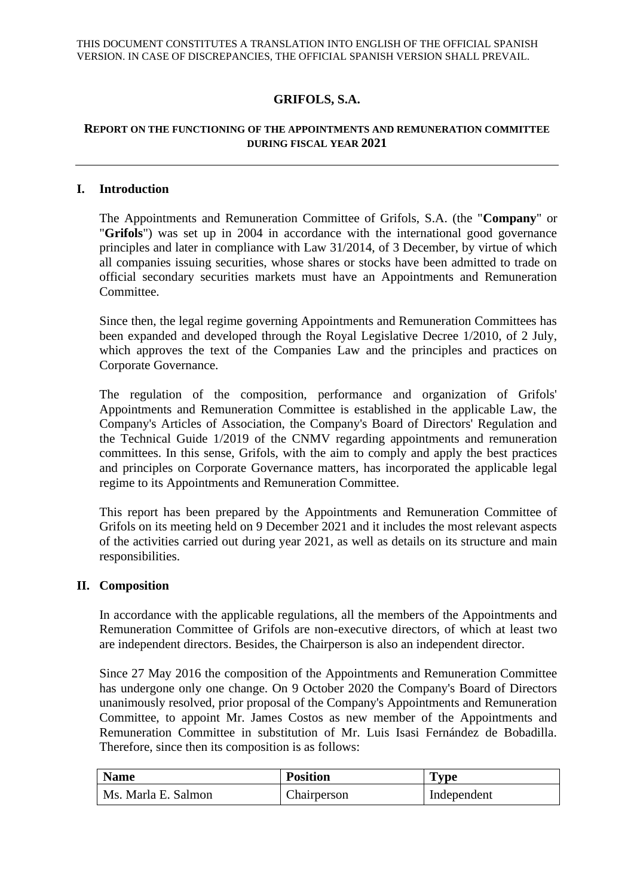THIS DOCUMENT CONSTITUTES A TRANSLATION INTO ENGLISH OF THE OFFICIAL SPANISH VERSION. IN CASE OF DISCREPANCIES, THE OFFICIAL SPANISH VERSION SHALL PREVAIL.

# GRIFOLS, S.A.

## REPORT ON THE FUNCTIONING OF THE APPOINTMENTS AND REMUNERATION COMMITTEE DURING FISCAL YEAR 2021

---

## I. Introduction

The Appointments and Remuneration Committee of Grifols, S.A. (the "**Company**" or "**Grifols**") was set up in 2004 in accordance with the international good governance principles and later in compliance with Law 31/2014, of 3 December, by virtue of which all companies issuing securities, whose shares or stocks have been admitted to trade on official secondary securities markets must have an Appointments and Remuneration Committee.

Since then, the legal regime governing Appointments and Remuneration Committees has been expanded and developed through the Royal Legislative Decree 1/2010, of 2 July, which approves the text of the Companies Law and the principles and practices on Corporate Governance.

The regulation of the composition, performance and organization of Grifols' Appointments and Remuneration Committee is established in the applicable Law, the Company's Articles of Association, the Company's Board of Directors' Regulation and the Technical Guide 1/2019 of the CNMV regarding appointments and remuneration committees. In this sense, Grifols, with the aim to comply and apply the best practices and principles on Corporate Governance matters, has incorporated the applicable legal regime to its Appointments and Remuneration Committee.

This report has been prepared by the Appointments and Remuneration Committee of Grifols on its meeting held on 9 December 2021 and it includes the most relevant aspects of the activities carried out during year 2021, as well as details on its structure and main responsibilities.

## II. Composition

In accordance with the applicable regulations, all the members of the Appointments and Remuneration Committee of Grifols are non-executive directors, of which at least two are independent directors. Besides, the Chairperson is also an independent director.

Since 27 May 2016 the composition of the Appointments and Remuneration Committee has undergone only one change. On 9 October 2020 the Company's Board of Directors unanimously resolved, prior proposal of the Company's Appointments and Remuneration Committee, to appoint Mr. James Costos as new member of the Appointments and Remuneration Committee in substitution of Mr. Luis Isasi Fernández de Bobadilla. Therefore, since then its composition is as follows:

| Name | Position | Type |
|---|---|---|
| Ms. Marla E. Salmon | Chairperson | Independent |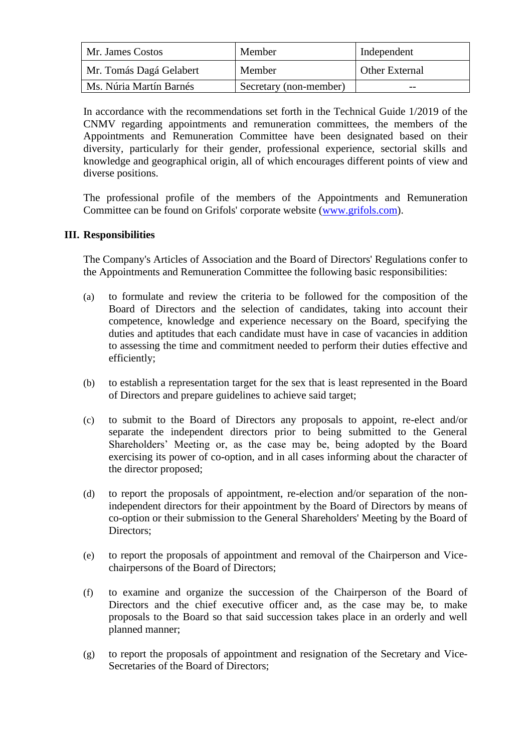| Mr. James Costos | Member | Independent |
|---|---|---|
| Mr. Tomás Dagá Gelabert | Member | Other External |
| Ms. Núria Martín Barnés | Secretary (non-member) | -- |

In accordance with the recommendations set forth in the Technical Guide 1/2019 of the CNMV regarding appointments and remuneration committees, the members of the Appointments and Remuneration Committee have been designated based on their diversity, particularly for their gender, professional experience, sectorial skills and knowledge and geographical origin, all of which encourages different points of view and diverse positions.

The professional profile of the members of the Appointments and Remuneration Committee can be found on Grifols' corporate website (www.grifols.com).

## III. Responsibilities

The Company's Articles of Association and the Board of Directors' Regulations confer to the Appointments and Remuneration Committee the following basic responsibilities:

(a) to formulate and review the criteria to be followed for the composition of the Board of Directors and the selection of candidates, taking into account their competence, knowledge and experience necessary on the Board, specifying the duties and aptitudes that each candidate must have in case of vacancies in addition to assessing the time and commitment needed to perform their duties effective and efficiently;

(b) to establish a representation target for the sex that is least represented in the Board of Directors and prepare guidelines to achieve said target;

(c) to submit to the Board of Directors any proposals to appoint, re-elect and/or separate the independent directors prior to being submitted to the General Shareholders' Meeting or, as the case may be, being adopted by the Board exercising its power of co-option, and in all cases informing about the character of the director proposed;

(d) to report the proposals of appointment, re-election and/or separation of the non-independent directors for their appointment by the Board of Directors by means of co-option or their submission to the General Shareholders' Meeting by the Board of Directors;

(e) to report the proposals of appointment and removal of the Chairperson and Vice-chairpersons of the Board of Directors;

(f) to examine and organize the succession of the Chairperson of the Board of Directors and the chief executive officer and, as the case may be, to make proposals to the Board so that said succession takes place in an orderly and well planned manner;

(g) to report the proposals of appointment and resignation of the Secretary and Vice-Secretaries of the Board of Directors;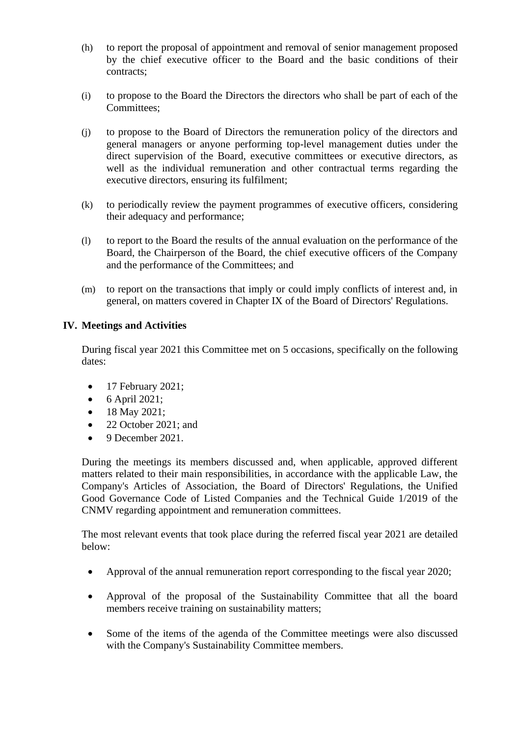(h) to report the proposal of appointment and removal of senior management proposed by the chief executive officer to the Board and the basic conditions of their contracts;

(i) to propose to the Board the Directors the directors who shall be part of each of the Committees;

(j) to propose to the Board of Directors the remuneration policy of the directors and general managers or anyone performing top-level management duties under the direct supervision of the Board, executive committees or executive directors, as well as the individual remuneration and other contractual terms regarding the executive directors, ensuring its fulfilment;

(k) to periodically review the payment programmes of executive officers, considering their adequacy and performance;

(l) to report to the Board the results of the annual evaluation on the performance of the Board, the Chairperson of the Board, the chief executive officers of the Company and the performance of the Committees; and

(m) to report on the transactions that imply or could imply conflicts of interest and, in general, on matters covered in Chapter IX of the Board of Directors' Regulations.

## IV. Meetings and Activities

During fiscal year 2021 this Committee met on 5 occasions, specifically on the following dates:

- 17 February 2021;
- 6 April 2021;
- 18 May 2021;
- 22 October 2021; and
- 9 December 2021.

During the meetings its members discussed and, when applicable, approved different matters related to their main responsibilities, in accordance with the applicable Law, the Company's Articles of Association, the Board of Directors' Regulations, the Unified Good Governance Code of Listed Companies and the Technical Guide 1/2019 of the CNMV regarding appointment and remuneration committees.

The most relevant events that took place during the referred fiscal year 2021 are detailed below:

- Approval of the annual remuneration report corresponding to the fiscal year 2020;
- Approval of the proposal of the Sustainability Committee that all the board members receive training on sustainability matters;
- Some of the items of the agenda of the Committee meetings were also discussed with the Company's Sustainability Committee members.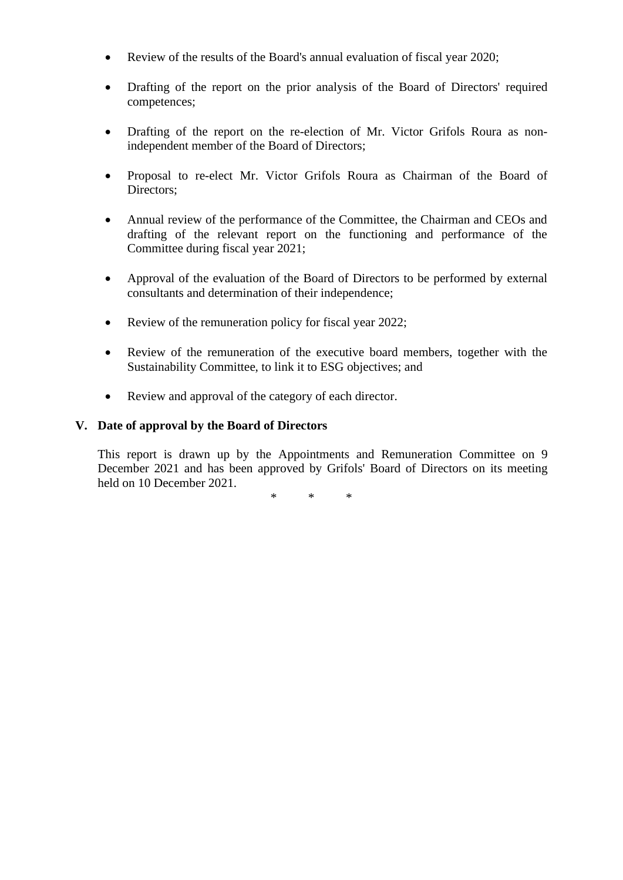- Review of the results of the Board's annual evaluation of fiscal year 2020;

- Drafting of the report on the prior analysis of the Board of Directors' required competences;

- Drafting of the report on the re-election of Mr. Victor Grifols Roura as non-independent member of the Board of Directors;

- Proposal to re-elect Mr. Victor Grifols Roura as Chairman of the Board of Directors;

- Annual review of the performance of the Committee, the Chairman and CEOs and drafting of the relevant report on the functioning and performance of the Committee during fiscal year 2021;

- Approval of the evaluation of the Board of Directors to be performed by external consultants and determination of their independence;

- Review of the remuneration policy for fiscal year 2022;

- Review of the remuneration of the executive board members, together with the Sustainability Committee, to link it to ESG objectives; and

- Review and approval of the category of each director.

## V. Date of approval by the Board of Directors

This report is drawn up by the Appointments and Remuneration Committee on 9 December 2021 and has been approved by Grifols' Board of Directors on its meeting held on 10 December 2021.

\*     \*     \*